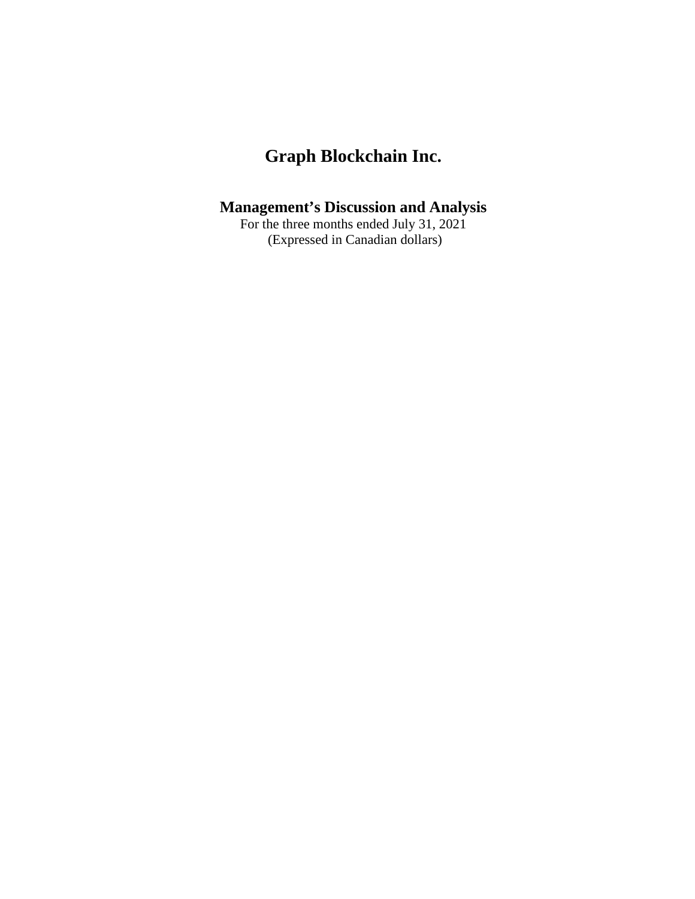# Graph Blockchain Inc.

## Management's Discussion and Analysis

For the three months ended July 31, 2021
(Expressed in Canadian dollars)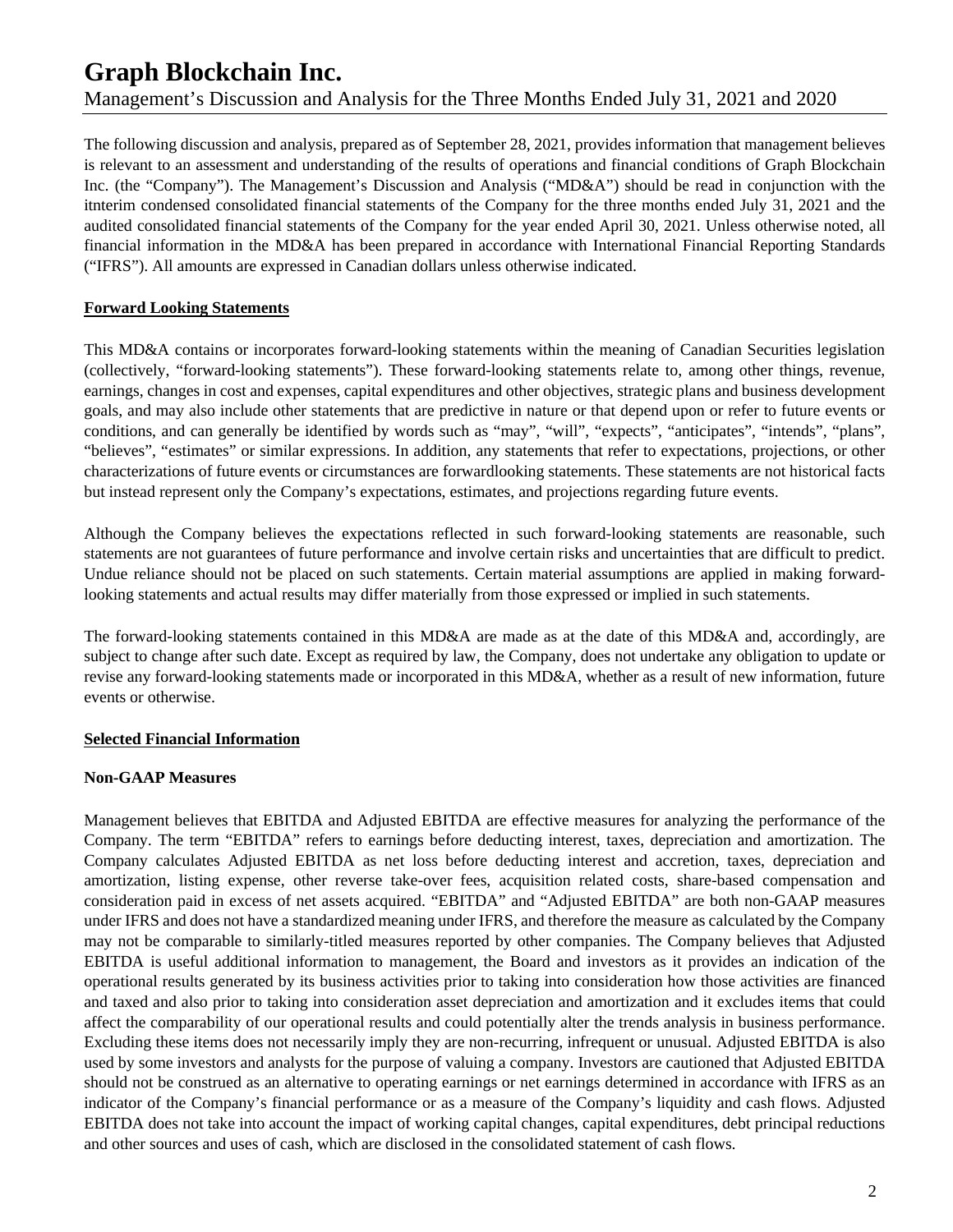# Graph Blockchain Inc.

Management's Discussion and Analysis for the Three Months Ended July 31, 2021 and 2020

The following discussion and analysis, prepared as of September 28, 2021, provides information that management believes is relevant to an assessment and understanding of the results of operations and financial conditions of Graph Blockchain Inc. (the "Company"). The Management's Discussion and Analysis ("MD&A") should be read in conjunction with the itnterim condensed consolidated financial statements of the Company for the three months ended July 31, 2021 and the audited consolidated financial statements of the Company for the year ended April 30, 2021. Unless otherwise noted, all financial information in the MD&A has been prepared in accordance with International Financial Reporting Standards ("IFRS"). All amounts are expressed in Canadian dollars unless otherwise indicated.

**Forward Looking Statements**

This MD&A contains or incorporates forward-looking statements within the meaning of Canadian Securities legislation (collectively, "forward-looking statements"). These forward-looking statements relate to, among other things, revenue, earnings, changes in cost and expenses, capital expenditures and other objectives, strategic plans and business development goals, and may also include other statements that are predictive in nature or that depend upon or refer to future events or conditions, and can generally be identified by words such as "may", "will", "expects", "anticipates", "intends", "plans", "believes", "estimates" or similar expressions. In addition, any statements that refer to expectations, projections, or other characterizations of future events or circumstances are forwardlooking statements. These statements are not historical facts but instead represent only the Company's expectations, estimates, and projections regarding future events.

Although the Company believes the expectations reflected in such forward-looking statements are reasonable, such statements are not guarantees of future performance and involve certain risks and uncertainties that are difficult to predict. Undue reliance should not be placed on such statements. Certain material assumptions are applied in making forward-looking statements and actual results may differ materially from those expressed or implied in such statements.

The forward-looking statements contained in this MD&A are made as at the date of this MD&A and, accordingly, are subject to change after such date. Except as required by law, the Company, does not undertake any obligation to update or revise any forward-looking statements made or incorporated in this MD&A, whether as a result of new information, future events or otherwise.

**Selected Financial Information**

**Non-GAAP Measures**

Management believes that EBITDA and Adjusted EBITDA are effective measures for analyzing the performance of the Company. The term "EBITDA" refers to earnings before deducting interest, taxes, depreciation and amortization. The Company calculates Adjusted EBITDA as net loss before deducting interest and accretion, taxes, depreciation and amortization, listing expense, other reverse take-over fees, acquisition related costs, share-based compensation and consideration paid in excess of net assets acquired. "EBITDA" and "Adjusted EBITDA" are both non-GAAP measures under IFRS and does not have a standardized meaning under IFRS, and therefore the measure as calculated by the Company may not be comparable to similarly-titled measures reported by other companies. The Company believes that Adjusted EBITDA is useful additional information to management, the Board and investors as it provides an indication of the operational results generated by its business activities prior to taking into consideration how those activities are financed and taxed and also prior to taking into consideration asset depreciation and amortization and it excludes items that could affect the comparability of our operational results and could potentially alter the trends analysis in business performance. Excluding these items does not necessarily imply they are non-recurring, infrequent or unusual. Adjusted EBITDA is also used by some investors and analysts for the purpose of valuing a company. Investors are cautioned that Adjusted EBITDA should not be construed as an alternative to operating earnings or net earnings determined in accordance with IFRS as an indicator of the Company's financial performance or as a measure of the Company's liquidity and cash flows. Adjusted EBITDA does not take into account the impact of working capital changes, capital expenditures, debt principal reductions and other sources and uses of cash, which are disclosed in the consolidated statement of cash flows.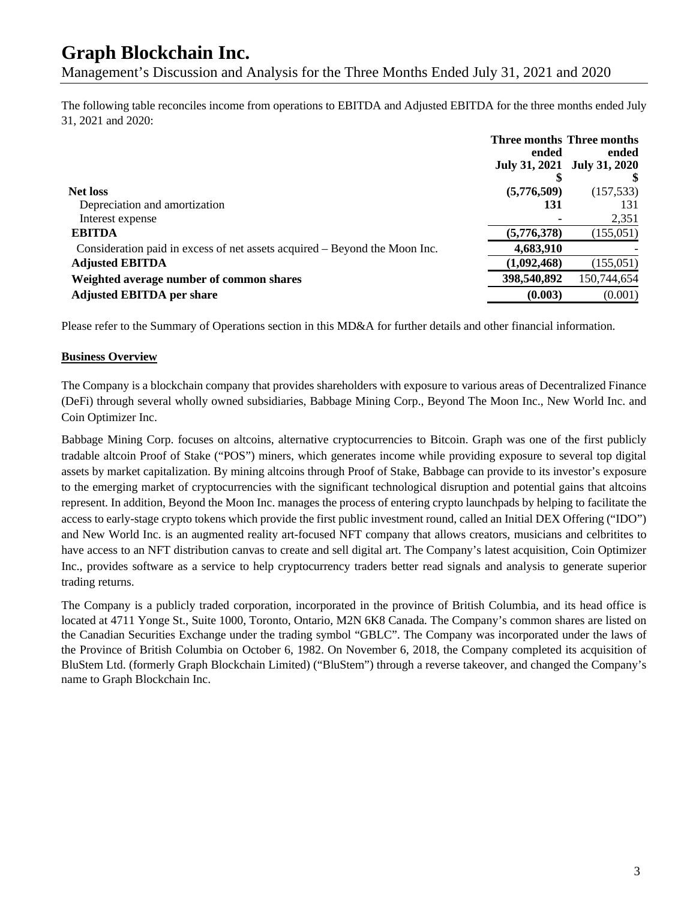The following table reconciles income from operations to EBITDA and Adjusted EBITDA for the three months ended July 31, 2021 and 2020:

| | Three months ended July 31, 2021 | Three months ended July 31, 2020 |
|---|---|---|
| | $ | $ |
| **Net loss** | **(5,776,509)** | (157,533) |
| Depreciation and amortization | **131** | 131 |
| Interest expense | **-** | 2,351 |
| **EBITDA** | **(5,776,378)** | (155,051) |
| Consideration paid in excess of net assets acquired – Beyond the Moon Inc. | **4,683,910** | - |
| **Adjusted EBITDA** | **(1,092,468)** | (155,051) |
| **Weighted average number of common shares** | **398,540,892** | 150,744,654 |
| **Adjusted EBITDA per share** | **(0.003)** | (0.001) |

Please refer to the Summary of Operations section in this MD&A for further details and other financial information.

**Business Overview**

The Company is a blockchain company that provides shareholders with exposure to various areas of Decentralized Finance (DeFi) through several wholly owned subsidiaries, Babbage Mining Corp., Beyond The Moon Inc., New World Inc. and Coin Optimizer Inc.

Babbage Mining Corp. focuses on altcoins, alternative cryptocurrencies to Bitcoin. Graph was one of the first publicly tradable altcoin Proof of Stake ("POS") miners, which generates income while providing exposure to several top digital assets by market capitalization. By mining altcoins through Proof of Stake, Babbage can provide to its investor's exposure to the emerging market of cryptocurrencies with the significant technological disruption and potential gains that altcoins represent. In addition, Beyond the Moon Inc. manages the process of entering crypto launchpads by helping to facilitate the access to early-stage crypto tokens which provide the first public investment round, called an Initial DEX Offering ("IDO") and New World Inc. is an augmented reality art-focused NFT company that allows creators, musicians and celbritites to have access to an NFT distribution canvas to create and sell digital art. The Company's latest acquisition, Coin Optimizer Inc., provides software as a service to help cryptocurrency traders better read signals and analysis to generate superior trading returns.

The Company is a publicly traded corporation, incorporated in the province of British Columbia, and its head office is located at 4711 Yonge St., Suite 1000, Toronto, Ontario, M2N 6K8 Canada. The Company's common shares are listed on the Canadian Securities Exchange under the trading symbol "GBLC". The Company was incorporated under the laws of the Province of British Columbia on October 6, 1982. On November 6, 2018, the Company completed its acquisition of BluStem Ltd. (formerly Graph Blockchain Limited) ("BluStem") through a reverse takeover, and changed the Company's name to Graph Blockchain Inc.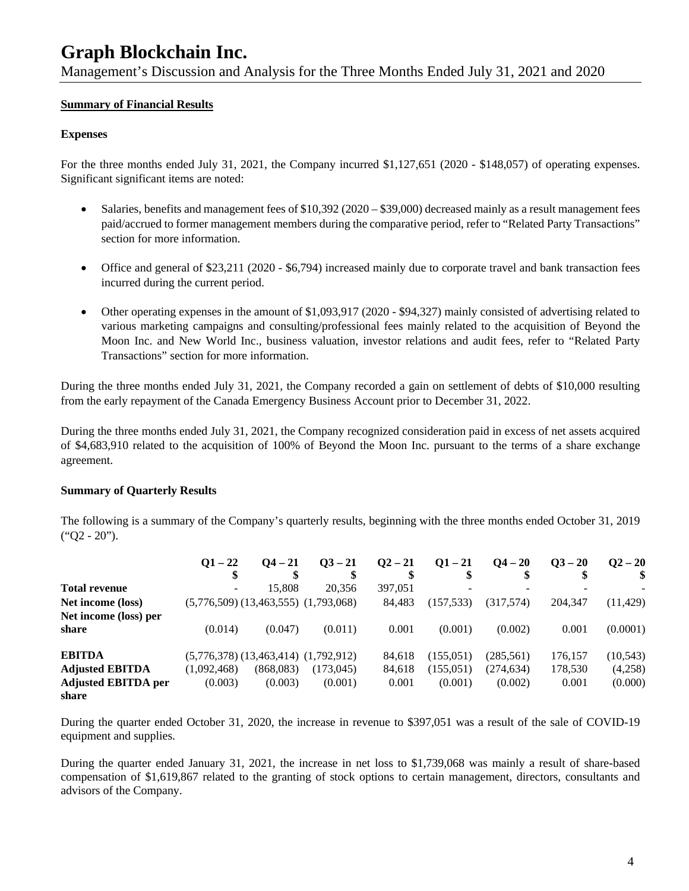# Graph Blockchain Inc.

Management's Discussion and Analysis for the Three Months Ended July 31, 2021 and 2020

**Summary of Financial Results**

**Expenses**

For the three months ended July 31, 2021, the Company incurred $1,127,651 (2020 - $148,057) of operating expenses. Significant significant items are noted:

- Salaries, benefits and management fees of $10,392 (2020 – $39,000) decreased mainly as a result management fees paid/accrued to former management members during the comparative period, refer to "Related Party Transactions" section for more information.
- Office and general of $23,211 (2020 - $6,794) increased mainly due to corporate travel and bank transaction fees incurred during the current period.
- Other operating expenses in the amount of $1,093,917 (2020 - $94,327) mainly consisted of advertising related to various marketing campaigns and consulting/professional fees mainly related to the acquisition of Beyond the Moon Inc. and New World Inc., business valuation, investor relations and audit fees, refer to "Related Party Transactions" section for more information.

During the three months ended July 31, 2021, the Company recorded a gain on settlement of debts of $10,000 resulting from the early repayment of the Canada Emergency Business Account prior to December 31, 2022.

During the three months ended July 31, 2021, the Company recognized consideration paid in excess of net assets acquired of $4,683,910 related to the acquisition of 100% of Beyond the Moon Inc. pursuant to the terms of a share exchange agreement.

**Summary of Quarterly Results**

The following is a summary of the Company's quarterly results, beginning with the three months ended October 31, 2019 ("Q2 - 20").

| | Q1 – 22<br>$ | Q4 – 21<br>$ | Q3 – 21<br>$ | Q2 – 21<br>$ | Q1 – 21<br>$ | Q4 – 20<br>$ | Q3 – 20<br>$ | Q2 – 20<br>$ |
|---|---|---|---|---|---|---|---|---|
| **Total revenue** | - | 15,808 | 20,356 | 397,051 | - | - | - | - |
| **Net income (loss)** | (5,776,509) | (13,463,555) | (1,793,068) | 84,483 | (157,533) | (317,574) | 204,347 | (11,429) |
| **Net income (loss) per share** | (0.014) | (0.047) | (0.011) | 0.001 | (0.001) | (0.002) | 0.001 | (0.0001) |
| **EBITDA** | (5,776,378) | (13,463,414) | (1,792,912) | 84,618 | (155,051) | (285,561) | 176,157 | (10,543) |
| **Adjusted EBITDA** | (1,092,468) | (868,083) | (173,045) | 84,618 | (155,051) | (274,634) | 178,530 | (4,258) |
| **Adjusted EBITDA per share** | (0.003) | (0.003) | (0.001) | 0.001 | (0.001) | (0.002) | 0.001 | (0.000) |

During the quarter ended October 31, 2020, the increase in revenue to $397,051 was a result of the sale of COVID-19 equipment and supplies.

During the quarter ended January 31, 2021, the increase in net loss to $1,739,068 was mainly a result of share-based compensation of $1,619,867 related to the granting of stock options to certain management, directors, consultants and advisors of the Company.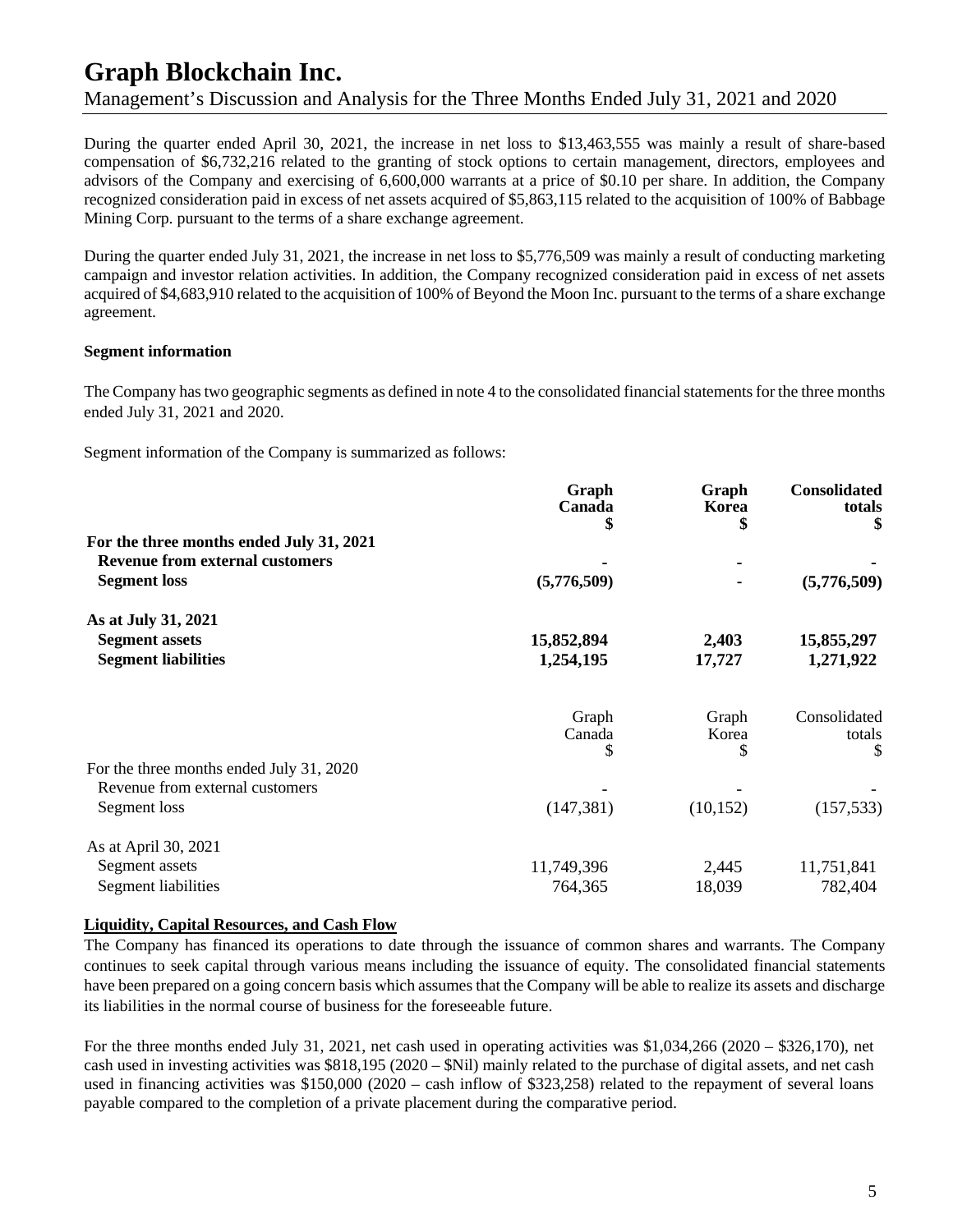During the quarter ended April 30, 2021, the increase in net loss to $13,463,555 was mainly a result of share-based compensation of $6,732,216 related to the granting of stock options to certain management, directors, employees and advisors of the Company and exercising of 6,600,000 warrants at a price of $0.10 per share. In addition, the Company recognized consideration paid in excess of net assets acquired of $5,863,115 related to the acquisition of 100% of Babbage Mining Corp. pursuant to the terms of a share exchange agreement.

During the quarter ended July 31, 2021, the increase in net loss to $5,776,509 was mainly a result of conducting marketing campaign and investor relation activities. In addition, the Company recognized consideration paid in excess of net assets acquired of $4,683,910 related to the acquisition of 100% of Beyond the Moon Inc. pursuant to the terms of a share exchange agreement.

**Segment information**

The Company has two geographic segments as defined in note 4 to the consolidated financial statements for the three months ended July 31, 2021 and 2020.

Segment information of the Company is summarized as follows:

| | **Graph Canada $** | **Graph Korea $** | **Consolidated totals $** |
|---|---|---|---|
| **For the three months ended July 31, 2021** | | | |
| **Revenue from external customers** | **-** | **-** | **-** |
| **Segment loss** | **(5,776,509)** | **-** | **(5,776,509)** |
| **As at July 31, 2021** | | | |
| **Segment assets** | **15,852,894** | **2,403** | **15,855,297** |
| **Segment liabilities** | **1,254,195** | **17,727** | **1,271,922** |

| | Graph Canada $ | Graph Korea $ | Consolidated totals $ |
|---|---|---|---|
| For the three months ended July 31, 2020 | | | |
| Revenue from external customers | - | - | - |
| Segment loss | (147,381) | (10,152) | (157,533) |
| As at April 30, 2021 | | | |
| Segment assets | 11,749,396 | 2,445 | 11,751,841 |
| Segment liabilities | 764,365 | 18,039 | 782,404 |

**Liquidity, Capital Resources, and Cash Flow**

The Company has financed its operations to date through the issuance of common shares and warrants. The Company continues to seek capital through various means including the issuance of equity. The consolidated financial statements have been prepared on a going concern basis which assumes that the Company will be able to realize its assets and discharge its liabilities in the normal course of business for the foreseeable future.

For the three months ended July 31, 2021, net cash used in operating activities was $1,034,266 (2020 – $326,170), net cash used in investing activities was $818,195 (2020 – $Nil) mainly related to the purchase of digital assets, and net cash used in financing activities was $150,000 (2020 – cash inflow of $323,258) related to the repayment of several loans payable compared to the completion of a private placement during the comparative period.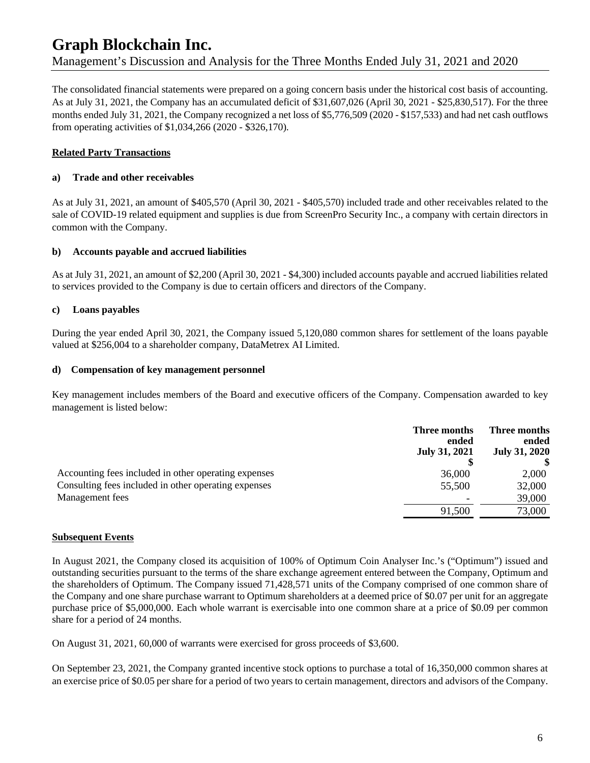The consolidated financial statements were prepared on a going concern basis under the historical cost basis of accounting. As at July 31, 2021, the Company has an accumulated deficit of $31,607,026 (April 30, 2021 - $25,830,517). For the three months ended July 31, 2021, the Company recognized a net loss of $5,776,509 (2020 - $157,533) and had net cash outflows from operating activities of $1,034,266 (2020 - $326,170).

## Related Party Transactions

### a) Trade and other receivables

As at July 31, 2021, an amount of $405,570 (April 30, 2021 - $405,570) included trade and other receivables related to the sale of COVID-19 related equipment and supplies is due from ScreenPro Security Inc., a company with certain directors in common with the Company.

### b) Accounts payable and accrued liabilities

As at July 31, 2021, an amount of $2,200 (April 30, 2021 - $4,300) included accounts payable and accrued liabilities related to services provided to the Company is due to certain officers and directors of the Company.

### c) Loans payables

During the year ended April 30, 2021, the Company issued 5,120,080 common shares for settlement of the loans payable valued at $256,004 to a shareholder company, DataMetrex AI Limited.

### d) Compensation of key management personnel

Key management includes members of the Board and executive officers of the Company. Compensation awarded to key management is listed below:

| | Three months ended July 31, 2021 $ | Three months ended July 31, 2020 $ |
|---|---|---|
| Accounting fees included in other operating expenses | 36,000 | 2,000 |
| Consulting fees included in other operating expenses | 55,500 | 32,000 |
| Management fees | - | 39,000 |
| | 91,500 | 73,000 |

## Subsequent Events

In August 2021, the Company closed its acquisition of 100% of Optimum Coin Analyser Inc.'s ("Optimum") issued and outstanding securities pursuant to the terms of the share exchange agreement entered between the Company, Optimum and the shareholders of Optimum. The Company issued 71,428,571 units of the Company comprised of one common share of the Company and one share purchase warrant to Optimum shareholders at a deemed price of $0.07 per unit for an aggregate purchase price of $5,000,000. Each whole warrant is exercisable into one common share at a price of $0.09 per common share for a period of 24 months.

On August 31, 2021, 60,000 of warrants were exercised for gross proceeds of $3,600.

On September 23, 2021, the Company granted incentive stock options to purchase a total of 16,350,000 common shares at an exercise price of $0.05 per share for a period of two years to certain management, directors and advisors of the Company.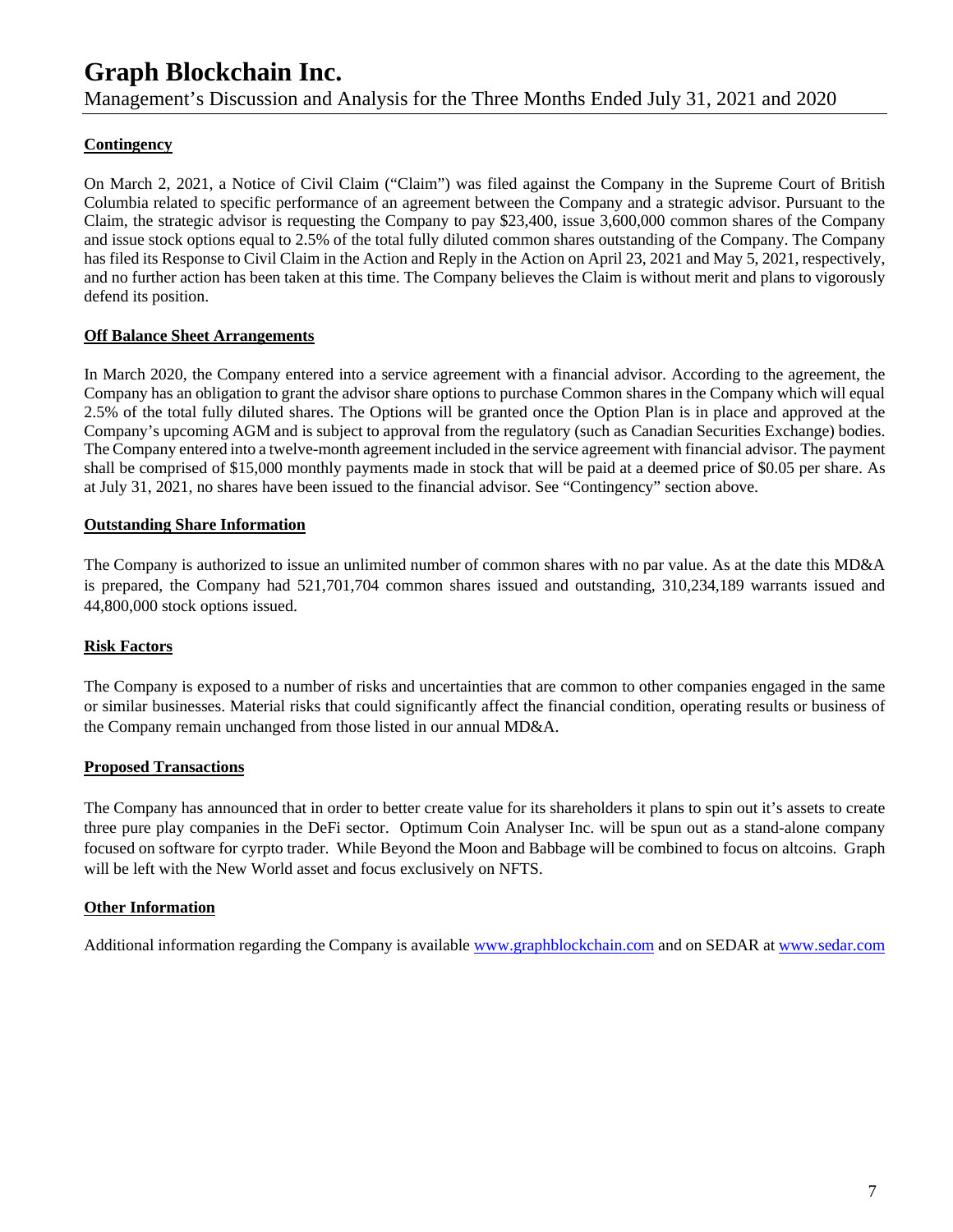## Contingency

On March 2, 2021, a Notice of Civil Claim ("Claim") was filed against the Company in the Supreme Court of British Columbia related to specific performance of an agreement between the Company and a strategic advisor. Pursuant to the Claim, the strategic advisor is requesting the Company to pay $23,400, issue 3,600,000 common shares of the Company and issue stock options equal to 2.5% of the total fully diluted common shares outstanding of the Company. The Company has filed its Response to Civil Claim in the Action and Reply in the Action on April 23, 2021 and May 5, 2021, respectively, and no further action has been taken at this time. The Company believes the Claim is without merit and plans to vigorously defend its position.

## Off Balance Sheet Arrangements

In March 2020, the Company entered into a service agreement with a financial advisor. According to the agreement, the Company has an obligation to grant the advisor share options to purchase Common shares in the Company which will equal 2.5% of the total fully diluted shares. The Options will be granted once the Option Plan is in place and approved at the Company's upcoming AGM and is subject to approval from the regulatory (such as Canadian Securities Exchange) bodies. The Company entered into a twelve-month agreement included in the service agreement with financial advisor. The payment shall be comprised of $15,000 monthly payments made in stock that will be paid at a deemed price of $0.05 per share. As at July 31, 2021, no shares have been issued to the financial advisor. See "Contingency" section above.

## Outstanding Share Information

The Company is authorized to issue an unlimited number of common shares with no par value. As at the date this MD&A is prepared, the Company had 521,701,704 common shares issued and outstanding, 310,234,189 warrants issued and 44,800,000 stock options issued.

## Risk Factors

The Company is exposed to a number of risks and uncertainties that are common to other companies engaged in the same or similar businesses. Material risks that could significantly affect the financial condition, operating results or business of the Company remain unchanged from those listed in our annual MD&A.

## Proposed Transactions

The Company has announced that in order to better create value for its shareholders it plans to spin out it's assets to create three pure play companies in the DeFi sector. Optimum Coin Analyser Inc. will be spun out as a stand-alone company focused on software for cyrpto trader. While Beyond the Moon and Babbage will be combined to focus on altcoins. Graph will be left with the New World asset and focus exclusively on NFTS.

## Other Information

Additional information regarding the Company is available www.graphblockchain.com and on SEDAR at www.sedar.com